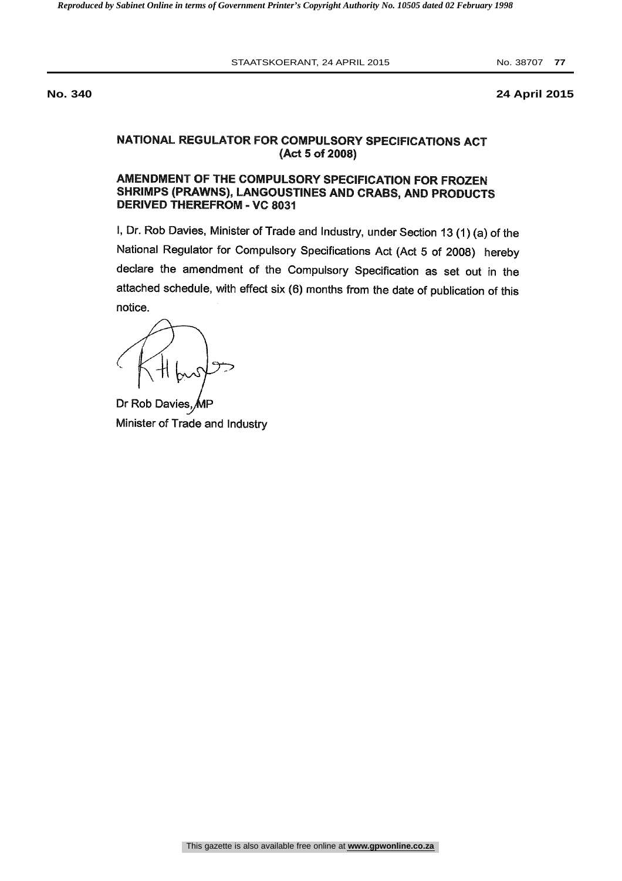**No. 340** **24 April 2015**

## NATIONAL REGULATOR FOR COMPULSORY SPECIFICATIONS ACT (Act 5 of 2008)

## AMENDMENT OF THE COMPULSORY SPECIFICATION FOR FROZEN SHRIMPS (PRAWNS), LANGOUSTINES AND CRABS, AND PRODUCTS DERIVED THEREFROM - VC 8031

I, Dr. Rob Davies, Minister of Trade and Industry, under Section 13 (1) (a) of the National Regulator for Compulsory Specifications Act (Act 5 of 2008) hereby declare the amendment of the Compulsory Specification as set out in the attached schedule, with effect six (6) months from the date of publication of this notice.

Dr Rob Davies, MP
Minister of Trade and Industry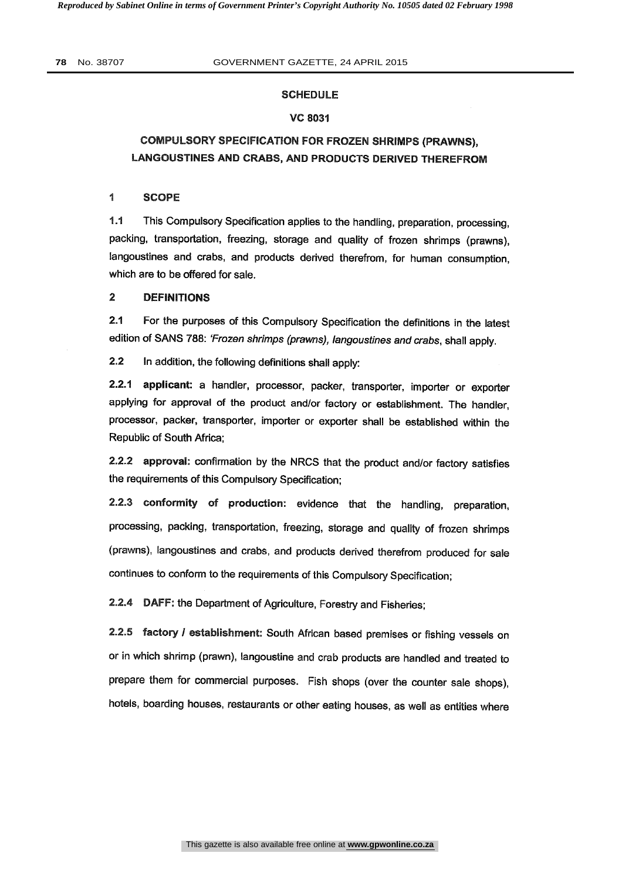## SCHEDULE

## VC 8031

## COMPULSORY SPECIFICATION FOR FROZEN SHRIMPS (PRAWNS), LANGOUSTINES AND CRABS, AND PRODUCTS DERIVED THEREFROM

### 1 SCOPE

1.1 This Compulsory Specification applies to the handling, preparation, processing, packing, transportation, freezing, storage and quality of frozen shrimps (prawns), langoustines and crabs, and products derived therefrom, for human consumption, which are to be offered for sale.

### 2 DEFINITIONS

2.1 For the purposes of this Compulsory Specification the definitions in the latest edition of SANS 788: *'Frozen shrimps (prawns), langoustines and crabs*, shall apply.

2.2 In addition, the following definitions shall apply:

2.2.1 **applicant:** a handler, processor, packer, transporter, importer or exporter applying for approval of the product and/or factory or establishment. The handler, processor, packer, transporter, importer or exporter shall be established within the Republic of South Africa;

2.2.2 **approval:** confirmation by the NRCS that the product and/or factory satisfies the requirements of this Compulsory Specification;

2.2.3 **conformity of production:** evidence that the handling, preparation, processing, packing, transportation, freezing, storage and quality of frozen shrimps (prawns), langoustines and crabs, and products derived therefrom produced for sale continues to conform to the requirements of this Compulsory Specification;

2.2.4 **DAFF:** the Department of Agriculture, Forestry and Fisheries;

2.2.5 **factory / establishment:** South African based premises or fishing vessels on or in which shrimp (prawn), langoustine and crab products are handled and treated to prepare them for commercial purposes. Fish shops (over the counter sale shops), hotels, boarding houses, restaurants or other eating houses, as well as entities where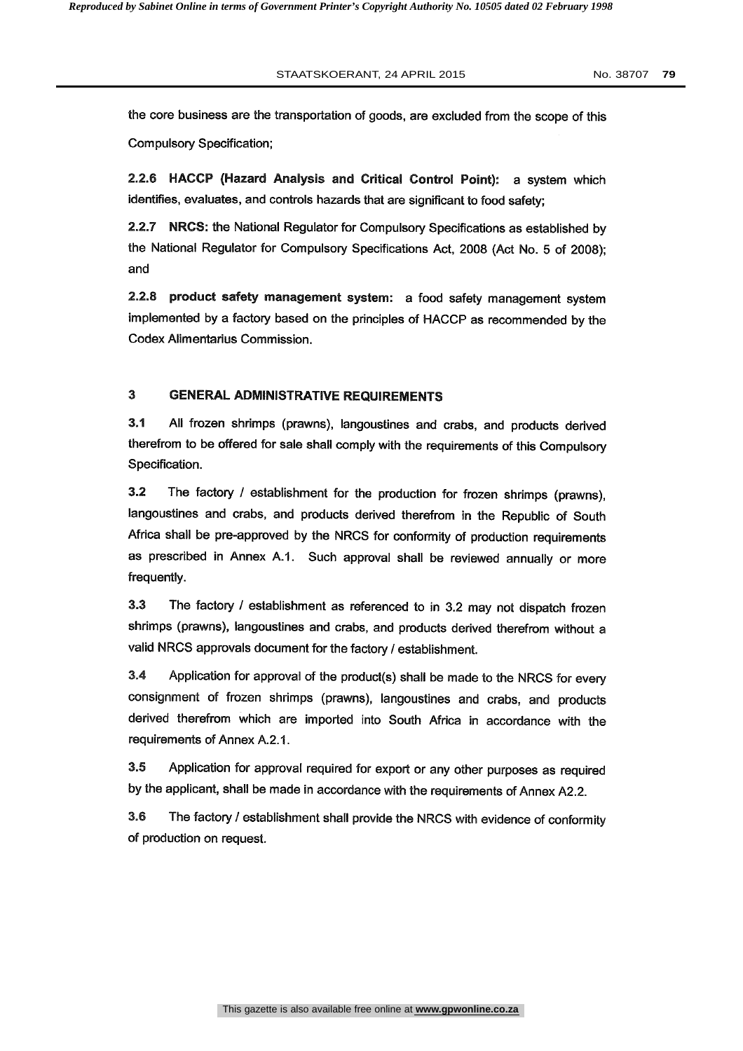the core business are the transportation of goods, are excluded from the scope of this Compulsory Specification;

**2.2.6 HACCP (Hazard Analysis and Critical Control Point):** a system which identifies, evaluates, and controls hazards that are significant to food safety;

**2.2.7 NRCS:** the National Regulator for Compulsory Specifications as established by the National Regulator for Compulsory Specifications Act, 2008 (Act No. 5 of 2008); and

**2.2.8 product safety management system:** a food safety management system implemented by a factory based on the principles of HACCP as recommended by the Codex Alimentarius Commission.

## 3 GENERAL ADMINISTRATIVE REQUIREMENTS

**3.1** All frozen shrimps (prawns), langoustines and crabs, and products derived therefrom to be offered for sale shall comply with the requirements of this Compulsory Specification.

**3.2** The factory / establishment for the production for frozen shrimps (prawns), langoustines and crabs, and products derived therefrom in the Republic of South Africa shall be pre-approved by the NRCS for conformity of production requirements as prescribed in Annex A.1. Such approval shall be reviewed annually or more frequently.

**3.3** The factory / establishment as referenced to in 3.2 may not dispatch frozen shrimps (prawns), langoustines and crabs, and products derived therefrom without a valid NRCS approvals document for the factory / establishment.

**3.4** Application for approval of the product(s) shall be made to the NRCS for every consignment of frozen shrimps (prawns), langoustines and crabs, and products derived therefrom which are imported into South Africa in accordance with the requirements of Annex A.2.1.

**3.5** Application for approval required for export or any other purposes as required by the applicant, shall be made in accordance with the requirements of Annex A2.2.

**3.6** The factory / establishment shall provide the NRCS with evidence of conformity of production on request.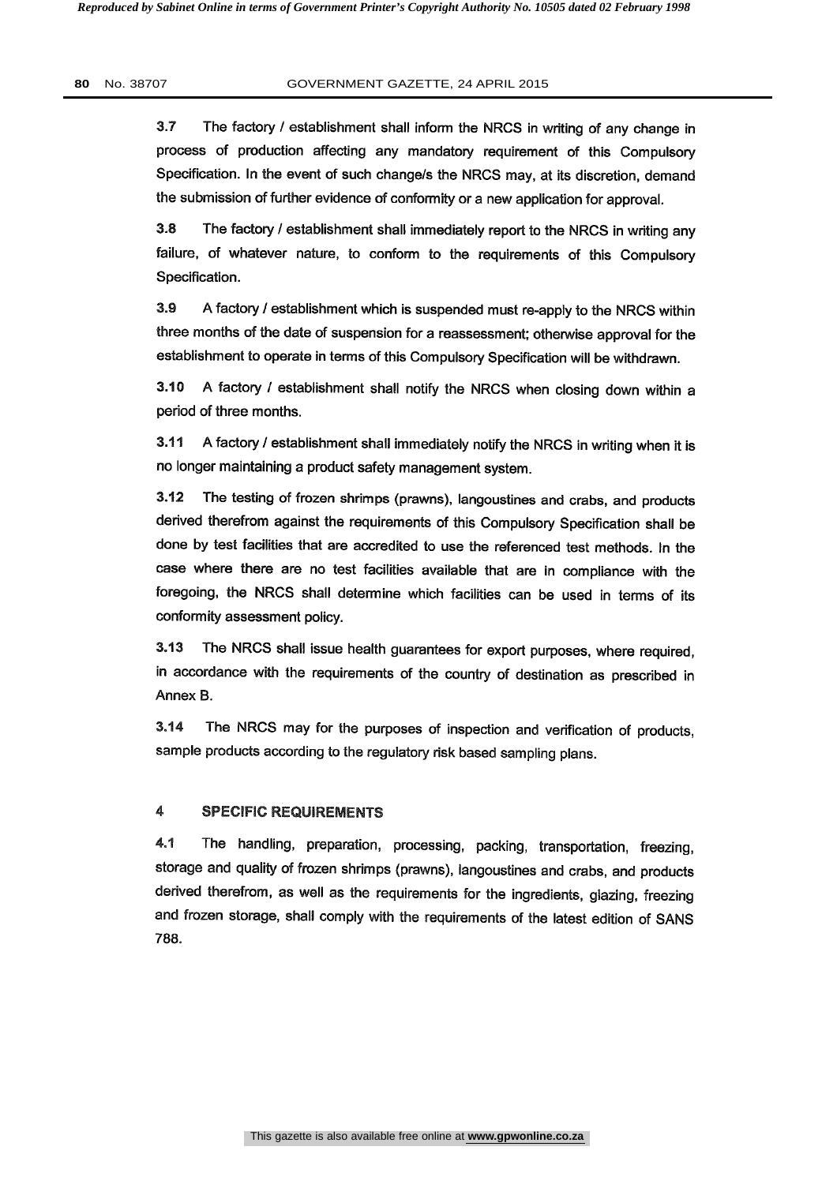3.7 The factory / establishment shall inform the NRCS in writing of any change in process of production affecting any mandatory requirement of this Compulsory Specification. In the event of such change/s the NRCS may, at its discretion, demand the submission of further evidence of conformity or a new application for approval.

3.8 The factory / establishment shall immediately report to the NRCS in writing any failure, of whatever nature, to conform to the requirements of this Compulsory Specification.

3.9 A factory / establishment which is suspended must re-apply to the NRCS within three months of the date of suspension for a reassessment; otherwise approval for the establishment to operate in terms of this Compulsory Specification will be withdrawn.

3.10 A factory / establishment shall notify the NRCS when closing down within a period of three months.

3.11 A factory / establishment shall immediately notify the NRCS in writing when it is no longer maintaining a product safety management system.

3.12 The testing of frozen shrimps (prawns), langoustines and crabs, and products derived therefrom against the requirements of this Compulsory Specification shall be done by test facilities that are accredited to use the referenced test methods. In the case where there are no test facilities available that are in compliance with the foregoing, the NRCS shall determine which facilities can be used in terms of its conformity assessment policy.

3.13 The NRCS shall issue health guarantees for export purposes, where required, in accordance with the requirements of the country of destination as prescribed in Annex B.

3.14 The NRCS may for the purposes of inspection and verification of products, sample products according to the regulatory risk based sampling plans.

## 4 SPECIFIC REQUIREMENTS

4.1 The handling, preparation, processing, packing, transportation, freezing, storage and quality of frozen shrimps (prawns), langoustines and crabs, and products derived therefrom, as well as the requirements for the ingredients, glazing, freezing and frozen storage, shall comply with the requirements of the latest edition of SANS 788.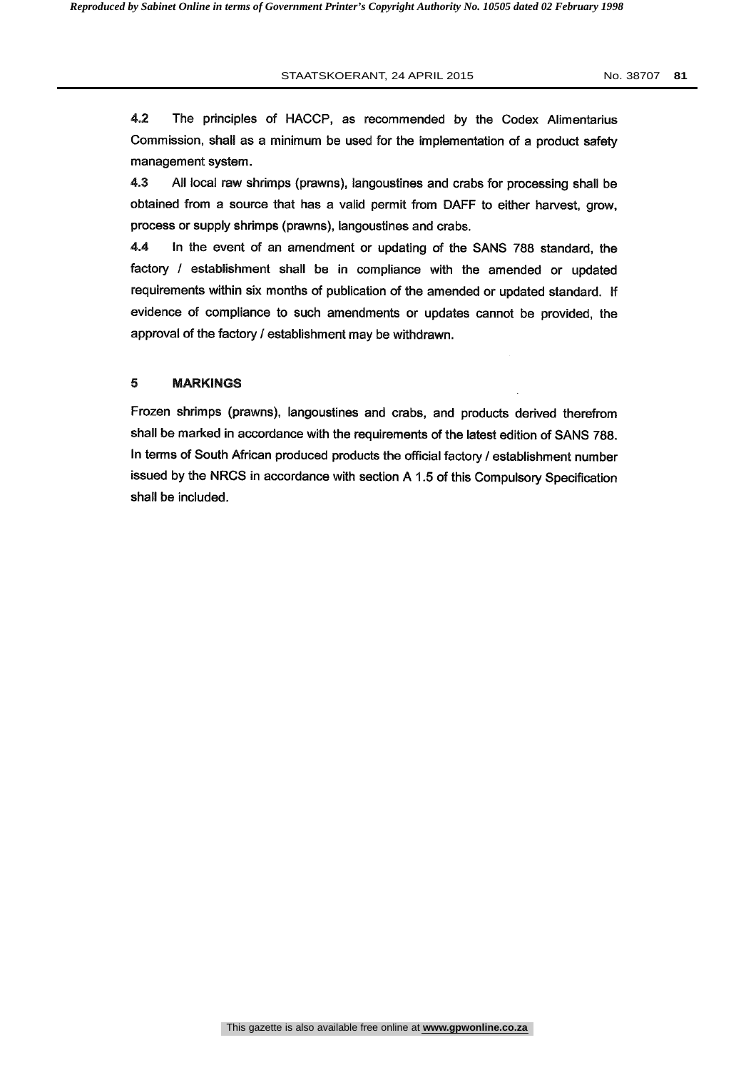4.2 The principles of HACCP, as recommended by the Codex Alimentarius Commission, shall as a minimum be used for the implementation of a product safety management system.

4.3 All local raw shrimps (prawns), langoustines and crabs for processing shall be obtained from a source that has a valid permit from DAFF to either harvest, grow, process or supply shrimps (prawns), langoustines and crabs.

4.4 In the event of an amendment or updating of the SANS 788 standard, the factory / establishment shall be in compliance with the amended or updated requirements within six months of publication of the amended or updated standard. If evidence of compliance to such amendments or updates cannot be provided, the approval of the factory / establishment may be withdrawn.

## 5 MARKINGS

Frozen shrimps (prawns), langoustines and crabs, and products derived therefrom shall be marked in accordance with the requirements of the latest edition of SANS 788. In terms of South African produced products the official factory / establishment number issued by the NRCS in accordance with section A 1.5 of this Compulsory Specification shall be included.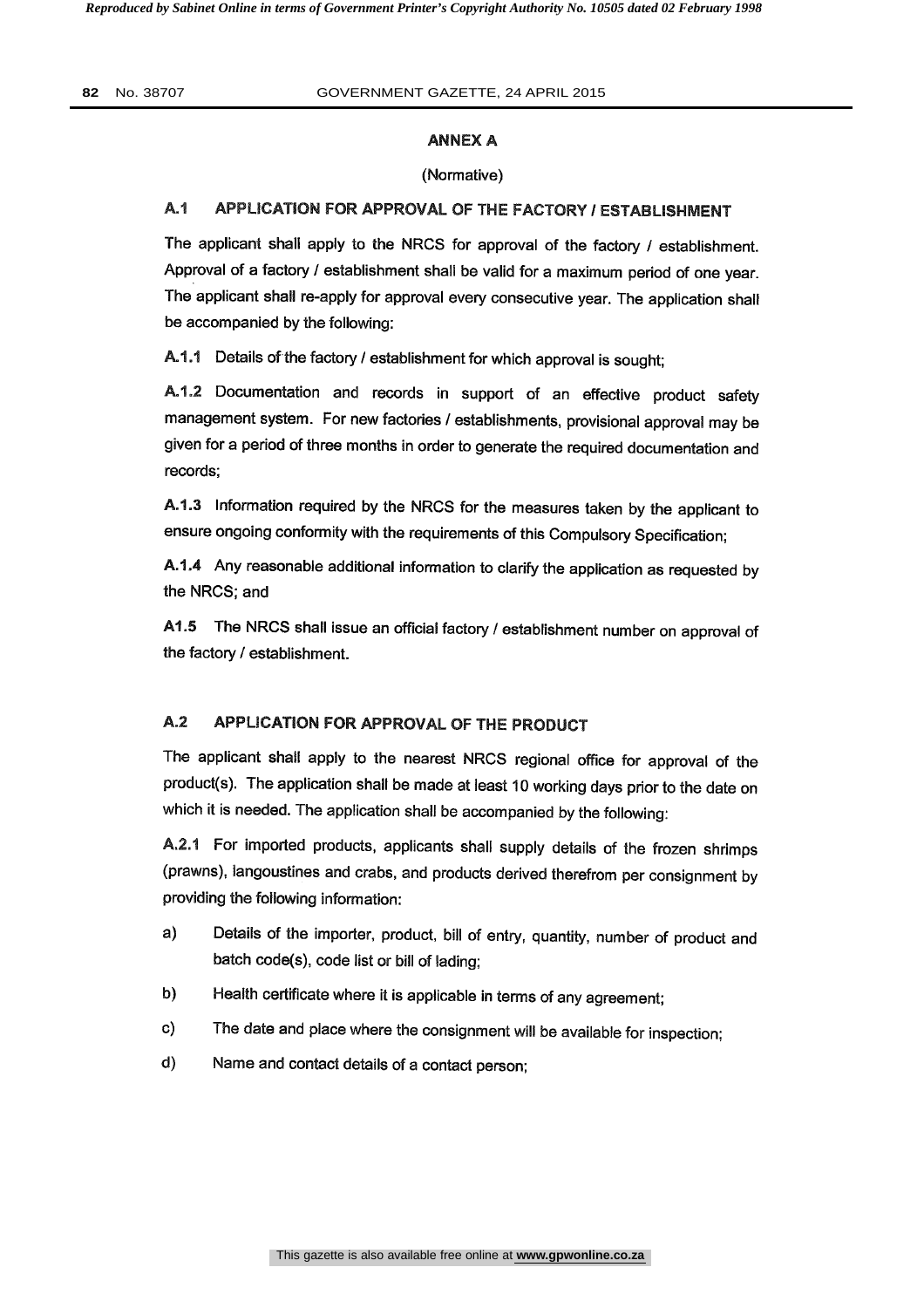## ANNEX A

(Normative)

### A.1 APPLICATION FOR APPROVAL OF THE FACTORY / ESTABLISHMENT

The applicant shall apply to the NRCS for approval of the factory / establishment. Approval of a factory / establishment shall be valid for a maximum period of one year. The applicant shall re-apply for approval every consecutive year. The application shall be accompanied by the following:

**A.1.1** Details of the factory / establishment for which approval is sought;

**A.1.2** Documentation and records in support of an effective product safety management system. For new factories / establishments, provisional approval may be given for a period of three months in order to generate the required documentation and records;

**A.1.3** Information required by the NRCS for the measures taken by the applicant to ensure ongoing conformity with the requirements of this Compulsory Specification;

**A.1.4** Any reasonable additional information to clarify the application as requested by the NRCS; and

**A1.5** The NRCS shall issue an official factory / establishment number on approval of the factory / establishment.

### A.2 APPLICATION FOR APPROVAL OF THE PRODUCT

The applicant shall apply to the nearest NRCS regional office for approval of the product(s). The application shall be made at least 10 working days prior to the date on which it is needed. The application shall be accompanied by the following:

**A.2.1** For imported products, applicants shall supply details of the frozen shrimps (prawns), langoustines and crabs, and products derived therefrom per consignment by providing the following information:

a) Details of the importer, product, bill of entry, quantity, number of product and batch code(s), code list or bill of lading;

b) Health certificate where it is applicable in terms of any agreement;

c) The date and place where the consignment will be available for inspection;

d) Name and contact details of a contact person;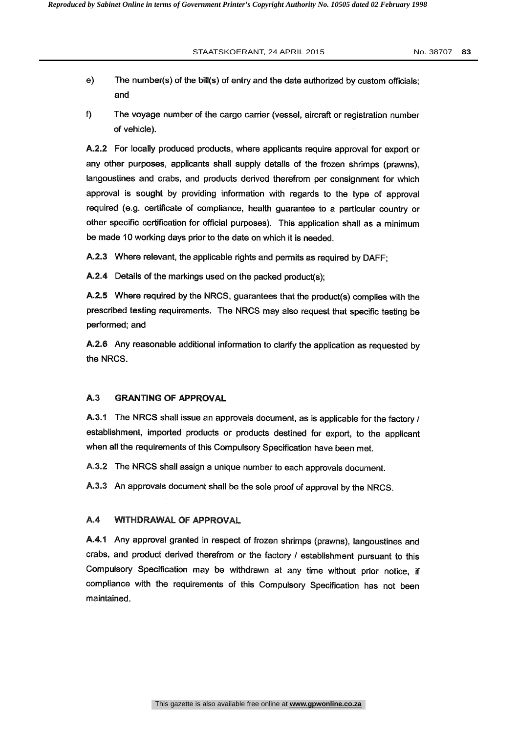e) The number(s) of the bill(s) of entry and the date authorized by custom officials; and

f) The voyage number of the cargo carrier (vessel, aircraft or registration number of vehicle).

**A.2.2** For locally produced products, where applicants require approval for export or any other purposes, applicants shall supply details of the frozen shrimps (prawns), langoustines and crabs, and products derived therefrom per consignment for which approval is sought by providing information with regards to the type of approval required (e.g. certificate of compliance, health guarantee to a particular country or other specific certification for official purposes). This application shall as a minimum be made 10 working days prior to the date on which it is needed.

**A.2.3** Where relevant, the applicable rights and permits as required by DAFF;

**A.2.4** Details of the markings used on the packed product(s);

**A.2.5** Where required by the NRCS, guarantees that the product(s) complies with the prescribed testing requirements. The NRCS may also request that specific testing be performed; and

**A.2.6** Any reasonable additional information to clarify the application as requested by the NRCS.

## A.3 GRANTING OF APPROVAL

**A.3.1** The NRCS shall issue an approvals document, as is applicable for the factory / establishment, imported products or products destined for export, to the applicant when all the requirements of this Compulsory Specification have been met.

**A.3.2** The NRCS shall assign a unique number to each approvals document.

**A.3.3** An approvals document shall be the sole proof of approval by the NRCS.

## A.4 WITHDRAWAL OF APPROVAL

**A.4.1** Any approval granted in respect of frozen shrimps (prawns), langoustines and crabs, and product derived therefrom or the factory / establishment pursuant to this Compulsory Specification may be withdrawn at any time without prior notice, if compliance with the requirements of this Compulsory Specification has not been maintained.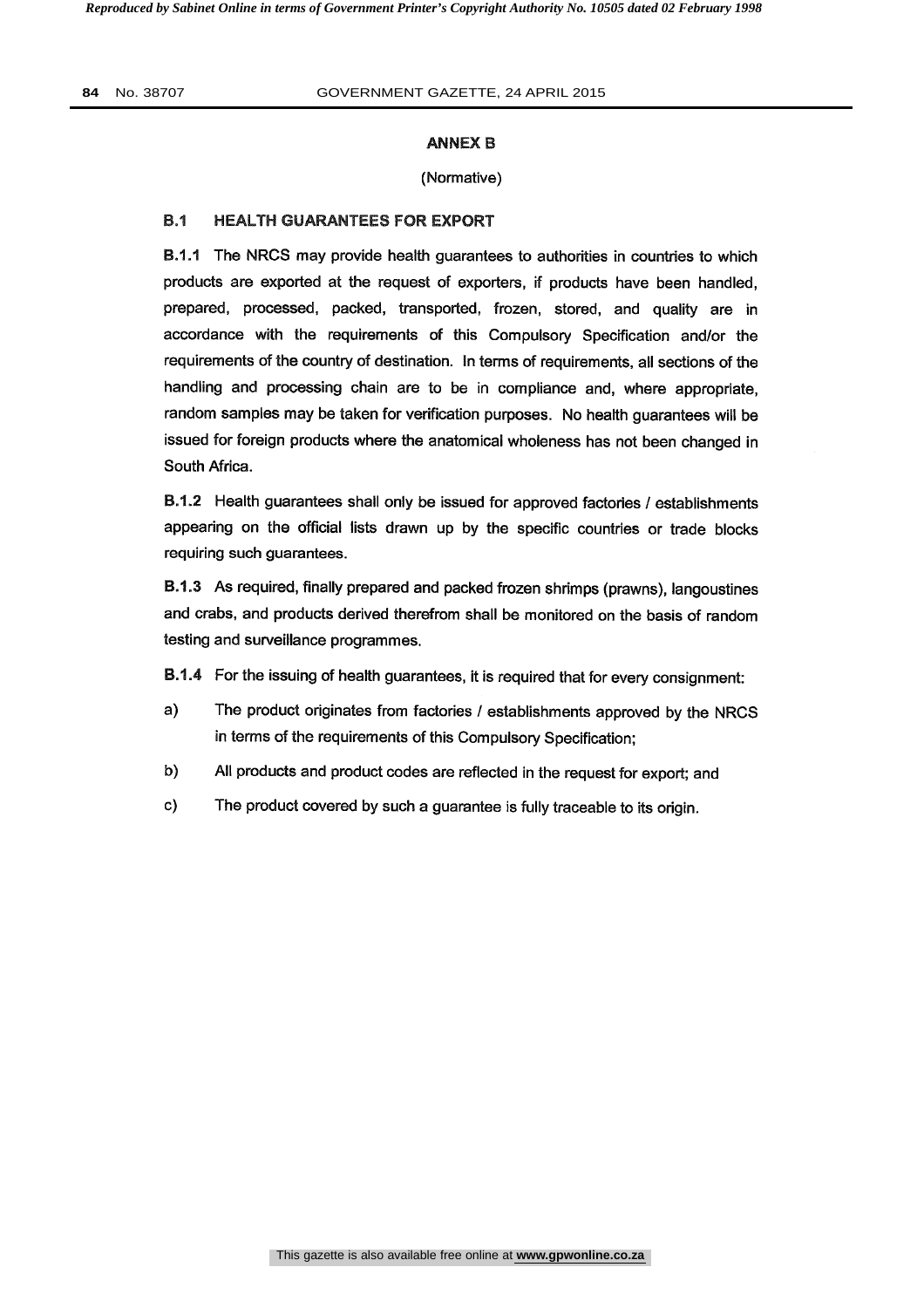## ANNEX B

(Normative)

### B.1 HEALTH GUARANTEES FOR EXPORT

**B.1.1** The NRCS may provide health guarantees to authorities in countries to which products are exported at the request of exporters, if products have been handled, prepared, processed, packed, transported, frozen, stored, and quality are in accordance with the requirements of this Compulsory Specification and/or the requirements of the country of destination. In terms of requirements, all sections of the handling and processing chain are to be in compliance and, where appropriate, random samples may be taken for verification purposes. No health guarantees will be issued for foreign products where the anatomical wholeness has not been changed in South Africa.

**B.1.2** Health guarantees shall only be issued for approved factories / establishments appearing on the official lists drawn up by the specific countries or trade blocks requiring such guarantees.

**B.1.3** As required, finally prepared and packed frozen shrimps (prawns), langoustines and crabs, and products derived therefrom shall be monitored on the basis of random testing and surveillance programmes.

**B.1.4** For the issuing of health guarantees, it is required that for every consignment:

a) The product originates from factories / establishments approved by the NRCS in terms of the requirements of this Compulsory Specification;

b) All products and product codes are reflected in the request for export; and

c) The product covered by such a guarantee is fully traceable to its origin.